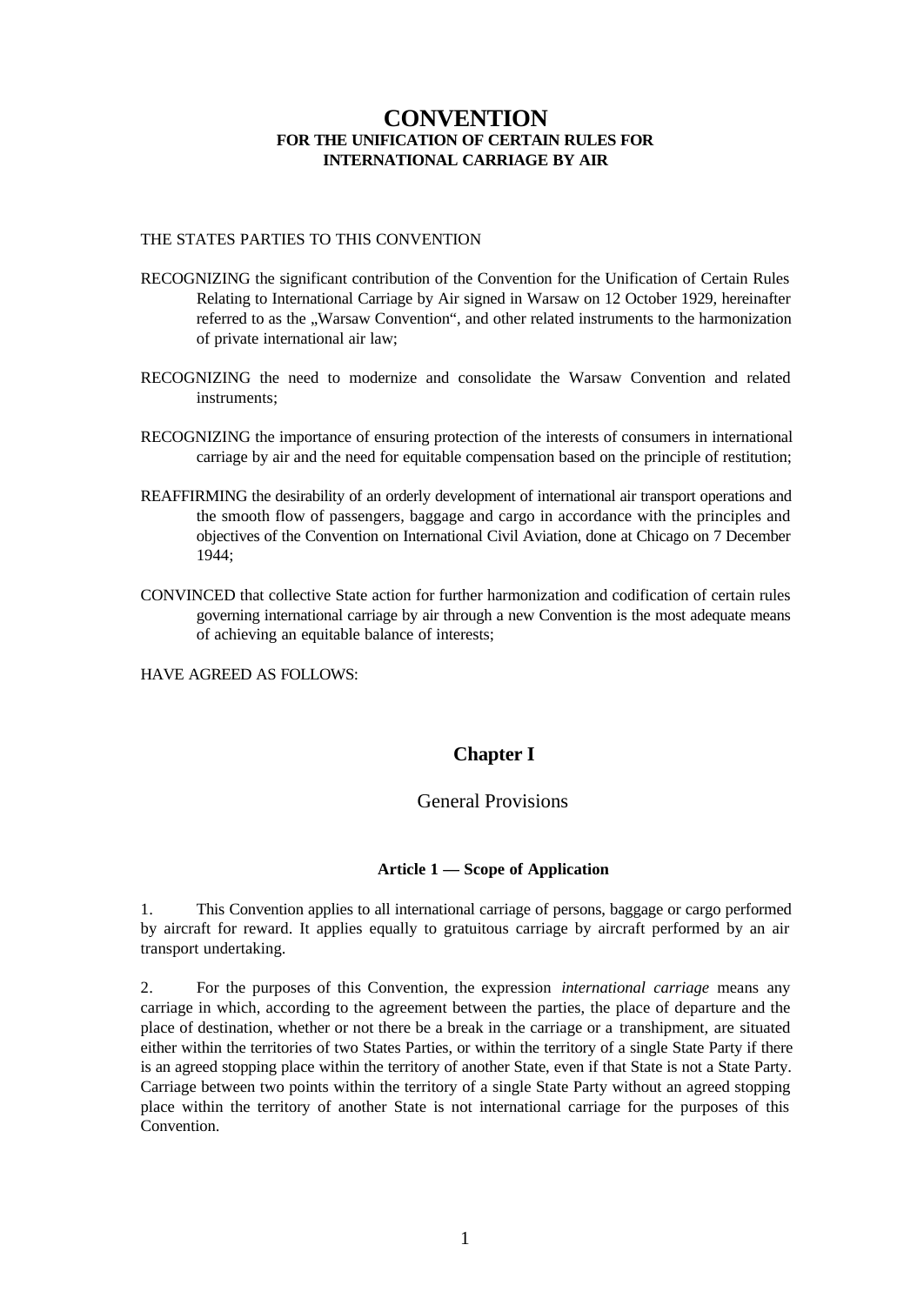# CONVENTION
## FOR THE UNIFICATION OF CERTAIN RULES FOR INTERNATIONAL CARRIAGE BY AIR

THE STATES PARTIES TO THIS CONVENTION

RECOGNIZING the significant contribution of the Convention for the Unification of Certain Rules Relating to International Carriage by Air signed in Warsaw on 12 October 1929, hereinafter referred to as the „Warsaw Convention", and other related instruments to the harmonization of private international air law;

RECOGNIZING the need to modernize and consolidate the Warsaw Convention and related instruments;

RECOGNIZING the importance of ensuring protection of the interests of consumers in international carriage by air and the need for equitable compensation based on the principle of restitution;

REAFFIRMING the desirability of an orderly development of international air transport operations and the smooth flow of passengers, baggage and cargo in accordance with the principles and objectives of the Convention on International Civil Aviation, done at Chicago on 7 December 1944;

CONVINCED that collective State action for further harmonization and codification of certain rules governing international carriage by air through a new Convention is the most adequate means of achieving an equitable balance of interests;

HAVE AGREED AS FOLLOWS:

## Chapter I

### General Provisions

#### Article 1 — Scope of Application

1. This Convention applies to all international carriage of persons, baggage or cargo performed by aircraft for reward. It applies equally to gratuitous carriage by aircraft performed by an air transport undertaking.

2. For the purposes of this Convention, the expression *international carriage* means any carriage in which, according to the agreement between the parties, the place of departure and the place of destination, whether or not there be a break in the carriage or a transhipment, are situated either within the territories of two States Parties, or within the territory of a single State Party if there is an agreed stopping place within the territory of another State, even if that State is not a State Party. Carriage between two points within the territory of a single State Party without an agreed stopping place within the territory of another State is not international carriage for the purposes of this Convention.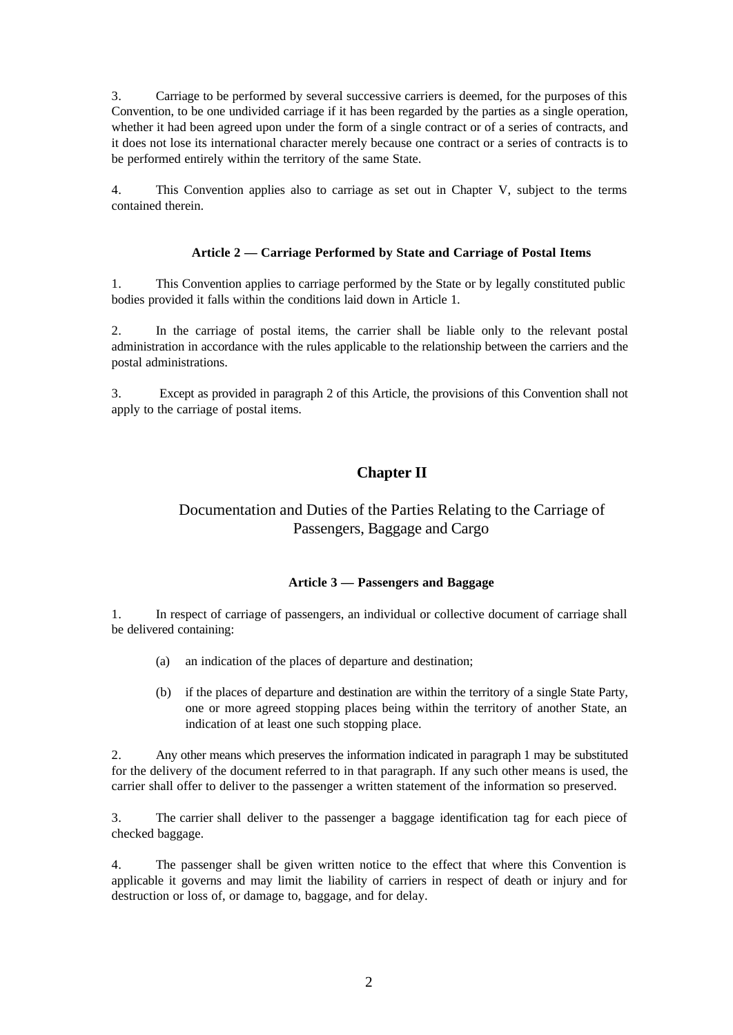3. Carriage to be performed by several successive carriers is deemed, for the purposes of this Convention, to be one undivided carriage if it has been regarded by the parties as a single operation, whether it had been agreed upon under the form of a single contract or of a series of contracts, and it does not lose its international character merely because one contract or a series of contracts is to be performed entirely within the territory of the same State.

4. This Convention applies also to carriage as set out in Chapter V, subject to the terms contained therein.

#### Article 2 — Carriage Performed by State and Carriage of Postal Items

1. This Convention applies to carriage performed by the State or by legally constituted public bodies provided it falls within the conditions laid down in Article 1.

2. In the carriage of postal items, the carrier shall be liable only to the relevant postal administration in accordance with the rules applicable to the relationship between the carriers and the postal administrations.

3. Except as provided in paragraph 2 of this Article, the provisions of this Convention shall not apply to the carriage of postal items.

## Chapter II

### Documentation and Duties of the Parties Relating to the Carriage of Passengers, Baggage and Cargo

#### Article 3 — Passengers and Baggage

1. In respect of carriage of passengers, an individual or collective document of carriage shall be delivered containing:

   (a) an indication of the places of departure and destination;

   (b) if the places of departure and destination are within the territory of a single State Party, one or more agreed stopping places being within the territory of another State, an indication of at least one such stopping place.

2. Any other means which preserves the information indicated in paragraph 1 may be substituted for the delivery of the document referred to in that paragraph. If any such other means is used, the carrier shall offer to deliver to the passenger a written statement of the information so preserved.

3. The carrier shall deliver to the passenger a baggage identification tag for each piece of checked baggage.

4. The passenger shall be given written notice to the effect that where this Convention is applicable it governs and may limit the liability of carriers in respect of death or injury and for destruction or loss of, or damage to, baggage, and for delay.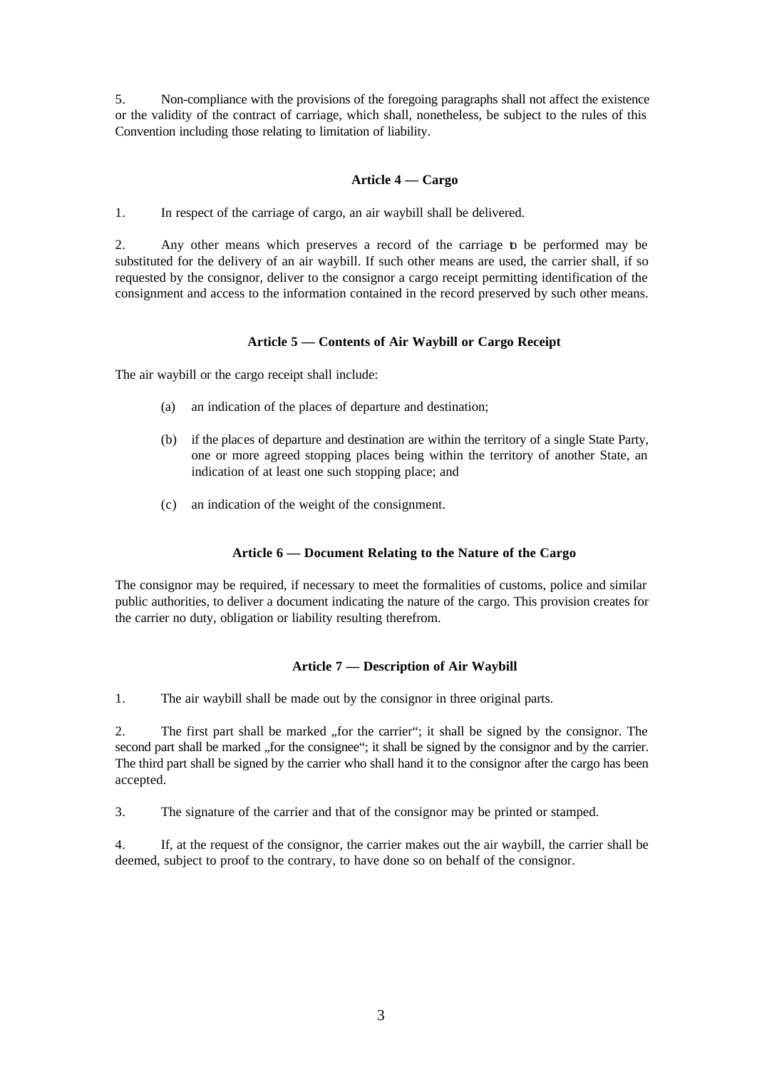5. Non-compliance with the provisions of the foregoing paragraphs shall not affect the existence or the validity of the contract of carriage, which shall, nonetheless, be subject to the rules of this Convention including those relating to limitation of liability.

### Article 4 — Cargo

1. In respect of the carriage of cargo, an air waybill shall be delivered.

2. Any other means which preserves a record of the carriage to be performed may be substituted for the delivery of an air waybill. If such other means are used, the carrier shall, if so requested by the consignor, deliver to the consignor a cargo receipt permitting identification of the consignment and access to the information contained in the record preserved by such other means.

### Article 5 — Contents of Air Waybill or Cargo Receipt

The air waybill or the cargo receipt shall include:

(a) an indication of the places of departure and destination;

(b) if the places of departure and destination are within the territory of a single State Party, one or more agreed stopping places being within the territory of another State, an indication of at least one such stopping place; and

(c) an indication of the weight of the consignment.

### Article 6 — Document Relating to the Nature of the Cargo

The consignor may be required, if necessary to meet the formalities of customs, police and similar public authorities, to deliver a document indicating the nature of the cargo. This provision creates for the carrier no duty, obligation or liability resulting therefrom.

### Article 7 — Description of Air Waybill

1. The air waybill shall be made out by the consignor in three original parts.

2. The first part shall be marked „for the carrier"; it shall be signed by the consignor. The second part shall be marked „for the consignee"; it shall be signed by the consignor and by the carrier. The third part shall be signed by the carrier who shall hand it to the consignor after the cargo has been accepted.

3. The signature of the carrier and that of the consignor may be printed or stamped.

4. If, at the request of the consignor, the carrier makes out the air waybill, the carrier shall be deemed, subject to proof to the contrary, to have done so on behalf of the consignor.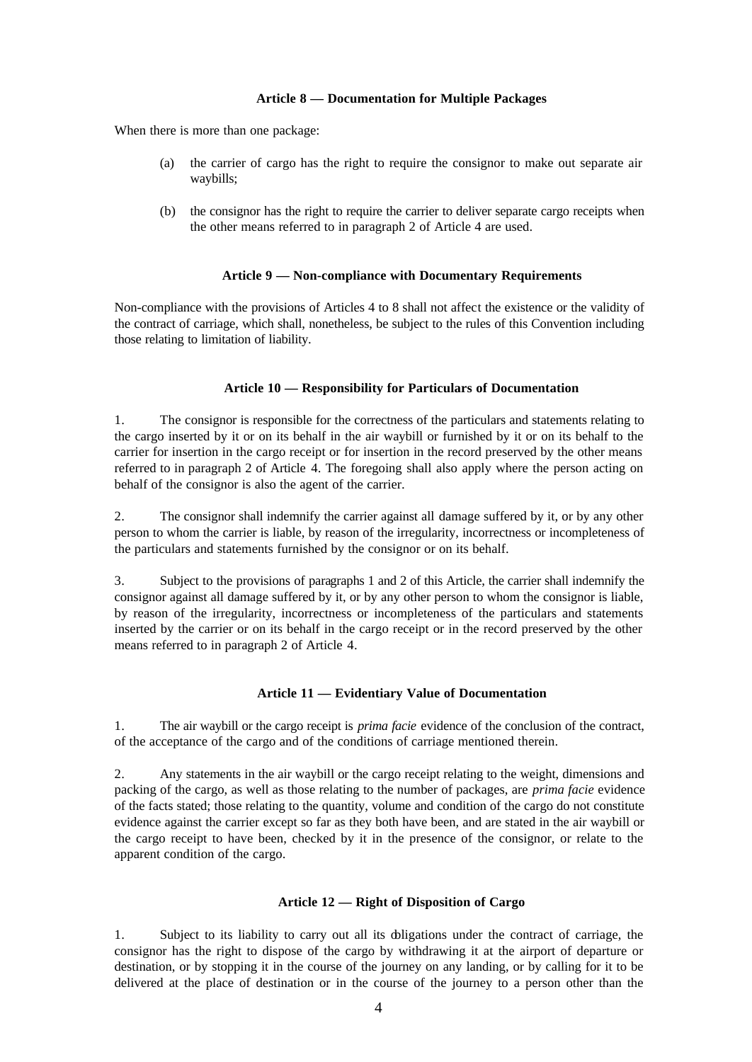### Article 8 — Documentation for Multiple Packages

When there is more than one package:

(a) the carrier of cargo has the right to require the consignor to make out separate air waybills;

(b) the consignor has the right to require the carrier to deliver separate cargo receipts when the other means referred to in paragraph 2 of Article 4 are used.

### Article 9 — Non-compliance with Documentary Requirements

Non-compliance with the provisions of Articles 4 to 8 shall not affect the existence or the validity of the contract of carriage, which shall, nonetheless, be subject to the rules of this Convention including those relating to limitation of liability.

### Article 10 — Responsibility for Particulars of Documentation

1. The consignor is responsible for the correctness of the particulars and statements relating to the cargo inserted by it or on its behalf in the air waybill or furnished by it or on its behalf to the carrier for insertion in the cargo receipt or for insertion in the record preserved by the other means referred to in paragraph 2 of Article 4. The foregoing shall also apply where the person acting on behalf of the consignor is also the agent of the carrier.

2. The consignor shall indemnify the carrier against all damage suffered by it, or by any other person to whom the carrier is liable, by reason of the irregularity, incorrectness or incompleteness of the particulars and statements furnished by the consignor or on its behalf.

3. Subject to the provisions of paragraphs 1 and 2 of this Article, the carrier shall indemnify the consignor against all damage suffered by it, or by any other person to whom the consignor is liable, by reason of the irregularity, incorrectness or incompleteness of the particulars and statements inserted by the carrier or on its behalf in the cargo receipt or in the record preserved by the other means referred to in paragraph 2 of Article 4.

### Article 11 — Evidentiary Value of Documentation

1. The air waybill or the cargo receipt is *prima facie* evidence of the conclusion of the contract, of the acceptance of the cargo and of the conditions of carriage mentioned therein.

2. Any statements in the air waybill or the cargo receipt relating to the weight, dimensions and packing of the cargo, as well as those relating to the number of packages, are *prima facie* evidence of the facts stated; those relating to the quantity, volume and condition of the cargo do not constitute evidence against the carrier except so far as they both have been, and are stated in the air waybill or the cargo receipt to have been, checked by it in the presence of the consignor, or relate to the apparent condition of the cargo.

### Article 12 — Right of Disposition of Cargo

1. Subject to its liability to carry out all its obligations under the contract of carriage, the consignor has the right to dispose of the cargo by withdrawing it at the airport of departure or destination, or by stopping it in the course of the journey on any landing, or by calling for it to be delivered at the place of destination or in the course of the journey to a person other than the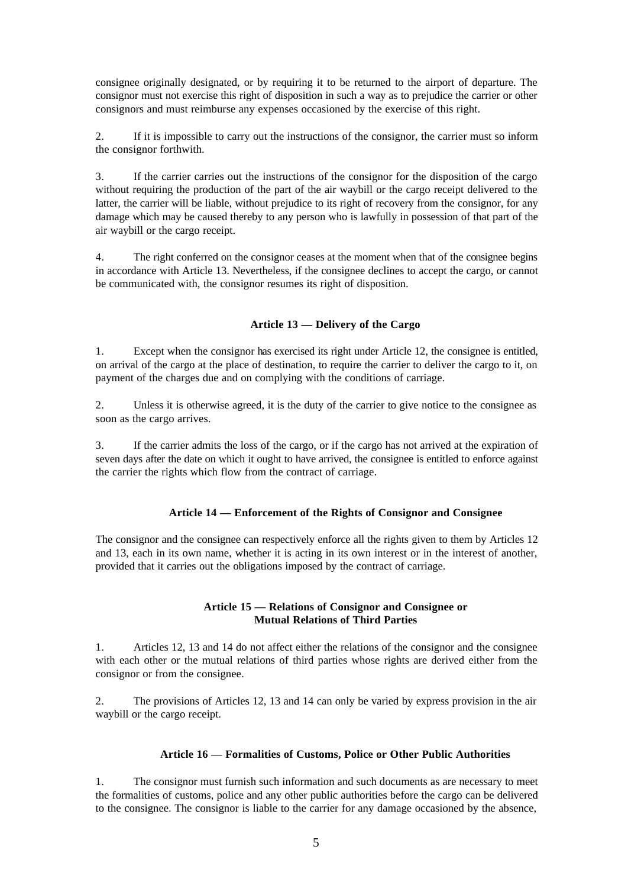consignee originally designated, or by requiring it to be returned to the airport of departure. The consignor must not exercise this right of disposition in such a way as to prejudice the carrier or other consignors and must reimburse any expenses occasioned by the exercise of this right.

2. If it is impossible to carry out the instructions of the consignor, the carrier must so inform the consignor forthwith.

3. If the carrier carries out the instructions of the consignor for the disposition of the cargo without requiring the production of the part of the air waybill or the cargo receipt delivered to the latter, the carrier will be liable, without prejudice to its right of recovery from the consignor, for any damage which may be caused thereby to any person who is lawfully in possession of that part of the air waybill or the cargo receipt.

4. The right conferred on the consignor ceases at the moment when that of the consignee begins in accordance with Article 13. Nevertheless, if the consignee declines to accept the cargo, or cannot be communicated with, the consignor resumes its right of disposition.

### Article 13 — Delivery of the Cargo

1. Except when the consignor has exercised its right under Article 12, the consignee is entitled, on arrival of the cargo at the place of destination, to require the carrier to deliver the cargo to it, on payment of the charges due and on complying with the conditions of carriage.

2. Unless it is otherwise agreed, it is the duty of the carrier to give notice to the consignee as soon as the cargo arrives.

3. If the carrier admits the loss of the cargo, or if the cargo has not arrived at the expiration of seven days after the date on which it ought to have arrived, the consignee is entitled to enforce against the carrier the rights which flow from the contract of carriage.

### Article 14 — Enforcement of the Rights of Consignor and Consignee

The consignor and the consignee can respectively enforce all the rights given to them by Articles 12 and 13, each in its own name, whether it is acting in its own interest or in the interest of another, provided that it carries out the obligations imposed by the contract of carriage.

### Article 15 — Relations of Consignor and Consignee or Mutual Relations of Third Parties

1. Articles 12, 13 and 14 do not affect either the relations of the consignor and the consignee with each other or the mutual relations of third parties whose rights are derived either from the consignor or from the consignee.

2. The provisions of Articles 12, 13 and 14 can only be varied by express provision in the air waybill or the cargo receipt.

### Article 16 — Formalities of Customs, Police or Other Public Authorities

1. The consignor must furnish such information and such documents as are necessary to meet the formalities of customs, police and any other public authorities before the cargo can be delivered to the consignee. The consignor is liable to the carrier for any damage occasioned by the absence,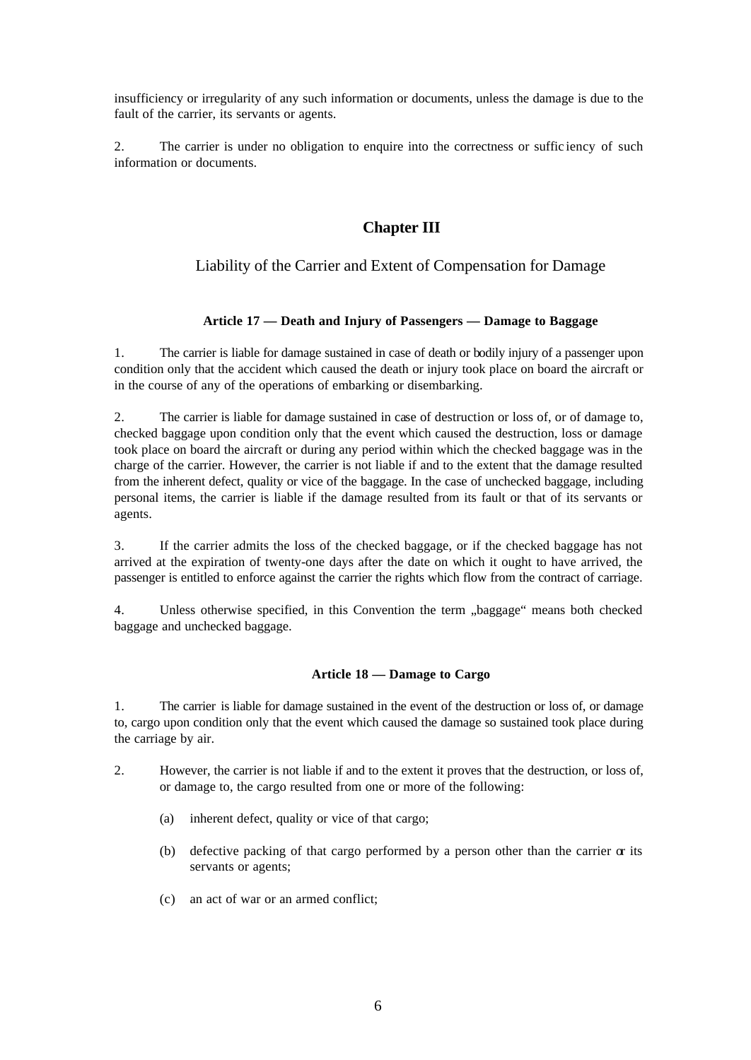insufficiency or irregularity of any such information or documents, unless the damage is due to the fault of the carrier, its servants or agents.

2. The carrier is under no obligation to enquire into the correctness or sufficiency of such information or documents.

## Chapter III

### Liability of the Carrier and Extent of Compensation for Damage

#### Article 17 — Death and Injury of Passengers — Damage to Baggage

1. The carrier is liable for damage sustained in case of death or bodily injury of a passenger upon condition only that the accident which caused the death or injury took place on board the aircraft or in the course of any of the operations of embarking or disembarking.

2. The carrier is liable for damage sustained in case of destruction or loss of, or of damage to, checked baggage upon condition only that the event which caused the destruction, loss or damage took place on board the aircraft or during any period within which the checked baggage was in the charge of the carrier. However, the carrier is not liable if and to the extent that the damage resulted from the inherent defect, quality or vice of the baggage. In the case of unchecked baggage, including personal items, the carrier is liable if the damage resulted from its fault or that of its servants or agents.

3. If the carrier admits the loss of the checked baggage, or if the checked baggage has not arrived at the expiration of twenty-one days after the date on which it ought to have arrived, the passenger is entitled to enforce against the carrier the rights which flow from the contract of carriage.

4. Unless otherwise specified, in this Convention the term „baggage“ means both checked baggage and unchecked baggage.

#### Article 18 — Damage to Cargo

1. The carrier is liable for damage sustained in the event of the destruction or loss of, or damage to, cargo upon condition only that the event which caused the damage so sustained took place during the carriage by air.

2. However, the carrier is not liable if and to the extent it proves that the destruction, or loss of, or damage to, the cargo resulted from one or more of the following:

   (a) inherent defect, quality or vice of that cargo;

   (b) defective packing of that cargo performed by a person other than the carrier or its servants or agents;

   (c) an act of war or an armed conflict;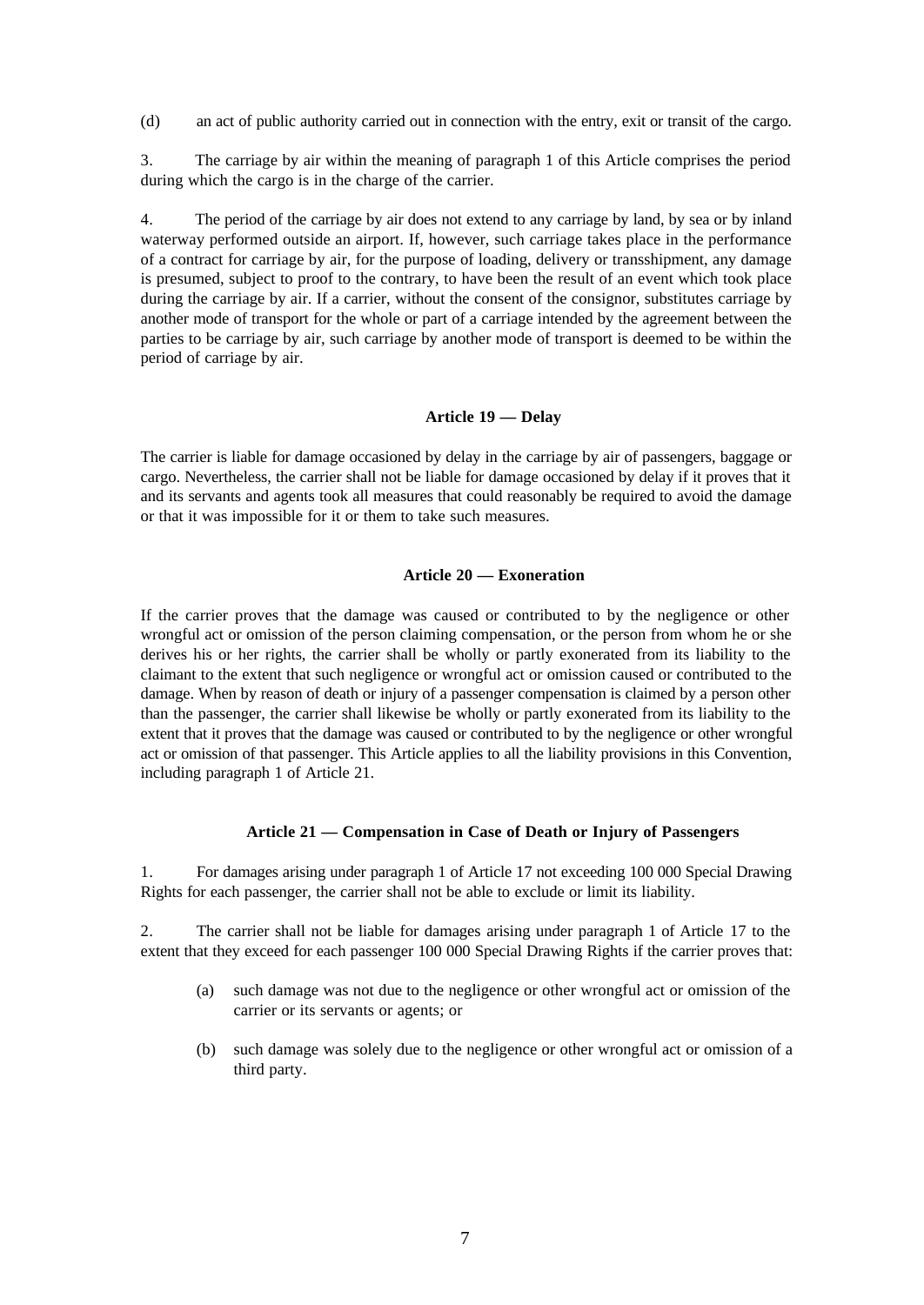(d) an act of public authority carried out in connection with the entry, exit or transit of the cargo.

3. The carriage by air within the meaning of paragraph 1 of this Article comprises the period during which the cargo is in the charge of the carrier.

4. The period of the carriage by air does not extend to any carriage by land, by sea or by inland waterway performed outside an airport. If, however, such carriage takes place in the performance of a contract for carriage by air, for the purpose of loading, delivery or transshipment, any damage is presumed, subject to proof to the contrary, to have been the result of an event which took place during the carriage by air. If a carrier, without the consent of the consignor, substitutes carriage by another mode of transport for the whole or part of a carriage intended by the agreement between the parties to be carriage by air, such carriage by another mode of transport is deemed to be within the period of carriage by air.

### Article 19 — Delay

The carrier is liable for damage occasioned by delay in the carriage by air of passengers, baggage or cargo. Nevertheless, the carrier shall not be liable for damage occasioned by delay if it proves that it and its servants and agents took all measures that could reasonably be required to avoid the damage or that it was impossible for it or them to take such measures.

### Article 20 — Exoneration

If the carrier proves that the damage was caused or contributed to by the negligence or other wrongful act or omission of the person claiming compensation, or the person from whom he or she derives his or her rights, the carrier shall be wholly or partly exonerated from its liability to the claimant to the extent that such negligence or wrongful act or omission caused or contributed to the damage. When by reason of death or injury of a passenger compensation is claimed by a person other than the passenger, the carrier shall likewise be wholly or partly exonerated from its liability to the extent that it proves that the damage was caused or contributed to by the negligence or other wrongful act or omission of that passenger. This Article applies to all the liability provisions in this Convention, including paragraph 1 of Article 21.

### Article 21 — Compensation in Case of Death or Injury of Passengers

1. For damages arising under paragraph 1 of Article 17 not exceeding 100 000 Special Drawing Rights for each passenger, the carrier shall not be able to exclude or limit its liability.

2. The carrier shall not be liable for damages arising under paragraph 1 of Article 17 to the extent that they exceed for each passenger 100 000 Special Drawing Rights if the carrier proves that:

   (a) such damage was not due to the negligence or other wrongful act or omission of the carrier or its servants or agents; or

   (b) such damage was solely due to the negligence or other wrongful act or omission of a third party.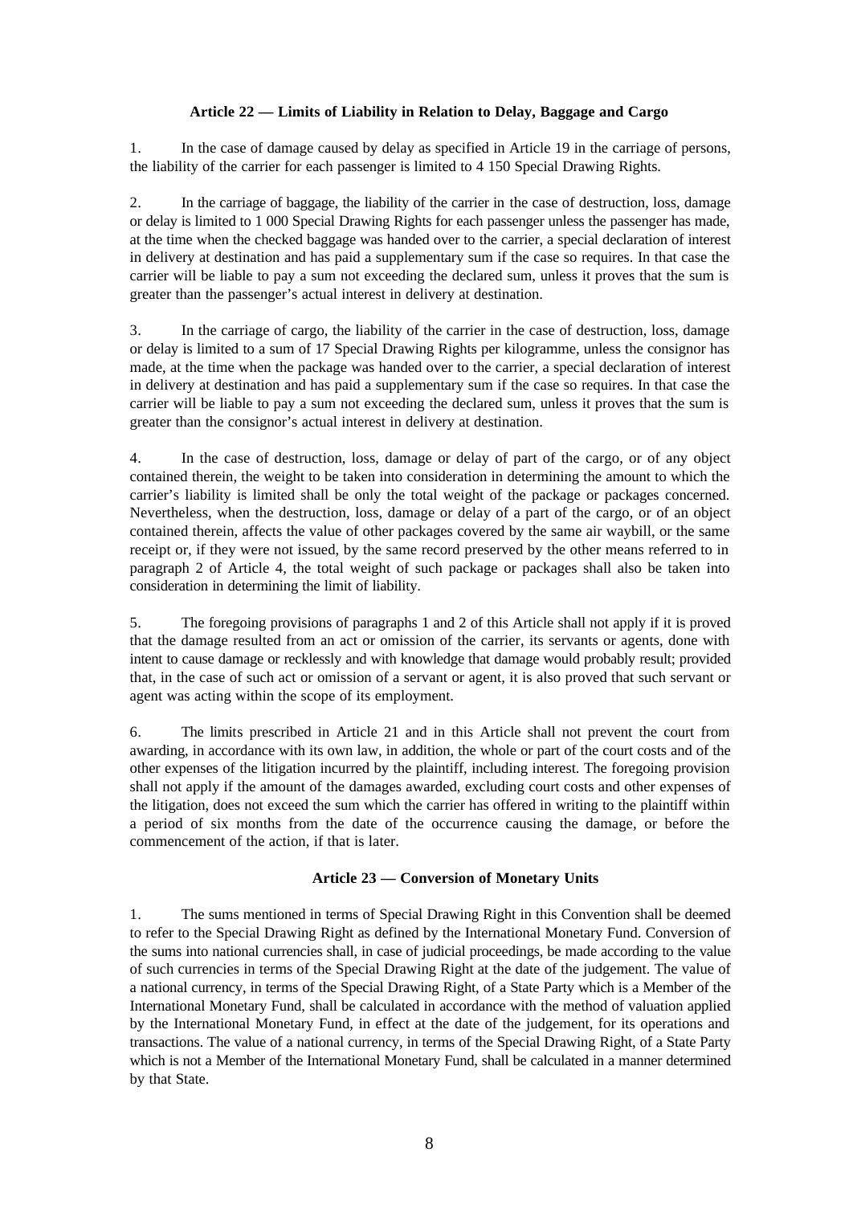### Article 22 — Limits of Liability in Relation to Delay, Baggage and Cargo

1. In the case of damage caused by delay as specified in Article 19 in the carriage of persons, the liability of the carrier for each passenger is limited to 4 150 Special Drawing Rights.

2. In the carriage of baggage, the liability of the carrier in the case of destruction, loss, damage or delay is limited to 1 000 Special Drawing Rights for each passenger unless the passenger has made, at the time when the checked baggage was handed over to the carrier, a special declaration of interest in delivery at destination and has paid a supplementary sum if the case so requires. In that case the carrier will be liable to pay a sum not exceeding the declared sum, unless it proves that the sum is greater than the passenger's actual interest in delivery at destination.

3. In the carriage of cargo, the liability of the carrier in the case of destruction, loss, damage or delay is limited to a sum of 17 Special Drawing Rights per kilogramme, unless the consignor has made, at the time when the package was handed over to the carrier, a special declaration of interest in delivery at destination and has paid a supplementary sum if the case so requires. In that case the carrier will be liable to pay a sum not exceeding the declared sum, unless it proves that the sum is greater than the consignor's actual interest in delivery at destination.

4. In the case of destruction, loss, damage or delay of part of the cargo, or of any object contained therein, the weight to be taken into consideration in determining the amount to which the carrier's liability is limited shall be only the total weight of the package or packages concerned. Nevertheless, when the destruction, loss, damage or delay of a part of the cargo, or of an object contained therein, affects the value of other packages covered by the same air waybill, or the same receipt or, if they were not issued, by the same record preserved by the other means referred to in paragraph 2 of Article 4, the total weight of such package or packages shall also be taken into consideration in determining the limit of liability.

5. The foregoing provisions of paragraphs 1 and 2 of this Article shall not apply if it is proved that the damage resulted from an act or omission of the carrier, its servants or agents, done with intent to cause damage or recklessly and with knowledge that damage would probably result; provided that, in the case of such act or omission of a servant or agent, it is also proved that such servant or agent was acting within the scope of its employment.

6. The limits prescribed in Article 21 and in this Article shall not prevent the court from awarding, in accordance with its own law, in addition, the whole or part of the court costs and of the other expenses of the litigation incurred by the plaintiff, including interest. The foregoing provision shall not apply if the amount of the damages awarded, excluding court costs and other expenses of the litigation, does not exceed the sum which the carrier has offered in writing to the plaintiff within a period of six months from the date of the occurrence causing the damage, or before the commencement of the action, if that is later.

### Article 23 — Conversion of Monetary Units

1. The sums mentioned in terms of Special Drawing Right in this Convention shall be deemed to refer to the Special Drawing Right as defined by the International Monetary Fund. Conversion of the sums into national currencies shall, in case of judicial proceedings, be made according to the value of such currencies in terms of the Special Drawing Right at the date of the judgement. The value of a national currency, in terms of the Special Drawing Right, of a State Party which is a Member of the International Monetary Fund, shall be calculated in accordance with the method of valuation applied by the International Monetary Fund, in effect at the date of the judgement, for its operations and transactions. The value of a national currency, in terms of the Special Drawing Right, of a State Party which is not a Member of the International Monetary Fund, shall be calculated in a manner determined by that State.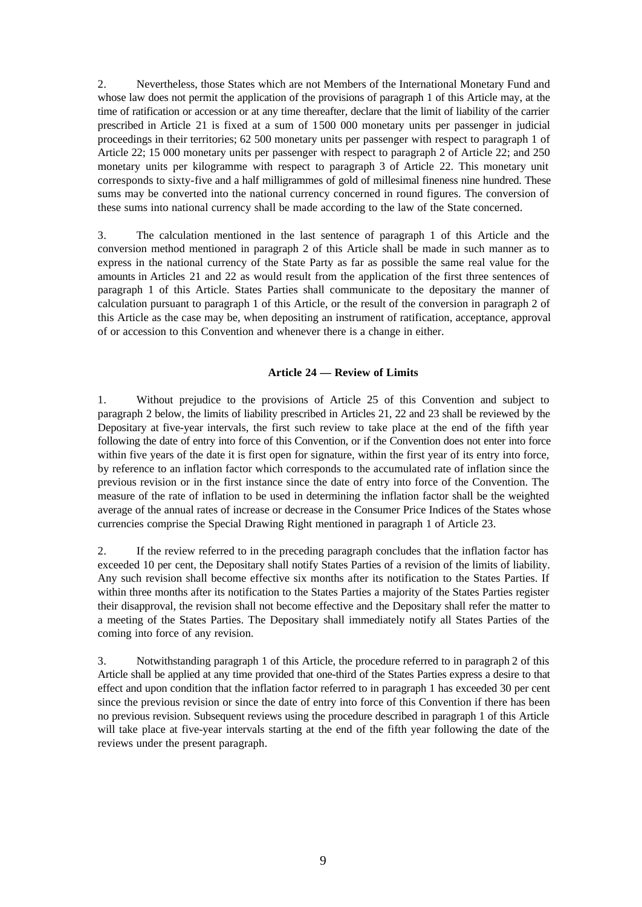2. Nevertheless, those States which are not Members of the International Monetary Fund and whose law does not permit the application of the provisions of paragraph 1 of this Article may, at the time of ratification or accession or at any time thereafter, declare that the limit of liability of the carrier prescribed in Article 21 is fixed at a sum of 1500 000 monetary units per passenger in judicial proceedings in their territories; 62 500 monetary units per passenger with respect to paragraph 1 of Article 22; 15 000 monetary units per passenger with respect to paragraph 2 of Article 22; and 250 monetary units per kilogramme with respect to paragraph 3 of Article 22. This monetary unit corresponds to sixty-five and a half milligrammes of gold of millesimal fineness nine hundred. These sums may be converted into the national currency concerned in round figures. The conversion of these sums into national currency shall be made according to the law of the State concerned.

3. The calculation mentioned in the last sentence of paragraph 1 of this Article and the conversion method mentioned in paragraph 2 of this Article shall be made in such manner as to express in the national currency of the State Party as far as possible the same real value for the amounts in Articles 21 and 22 as would result from the application of the first three sentences of paragraph 1 of this Article. States Parties shall communicate to the depositary the manner of calculation pursuant to paragraph 1 of this Article, or the result of the conversion in paragraph 2 of this Article as the case may be, when depositing an instrument of ratification, acceptance, approval of or accession to this Convention and whenever there is a change in either.

### Article 24 — Review of Limits

1. Without prejudice to the provisions of Article 25 of this Convention and subject to paragraph 2 below, the limits of liability prescribed in Articles 21, 22 and 23 shall be reviewed by the Depositary at five-year intervals, the first such review to take place at the end of the fifth year following the date of entry into force of this Convention, or if the Convention does not enter into force within five years of the date it is first open for signature, within the first year of its entry into force, by reference to an inflation factor which corresponds to the accumulated rate of inflation since the previous revision or in the first instance since the date of entry into force of the Convention. The measure of the rate of inflation to be used in determining the inflation factor shall be the weighted average of the annual rates of increase or decrease in the Consumer Price Indices of the States whose currencies comprise the Special Drawing Right mentioned in paragraph 1 of Article 23.

2. If the review referred to in the preceding paragraph concludes that the inflation factor has exceeded 10 per cent, the Depositary shall notify States Parties of a revision of the limits of liability. Any such revision shall become effective six months after its notification to the States Parties. If within three months after its notification to the States Parties a majority of the States Parties register their disapproval, the revision shall not become effective and the Depositary shall refer the matter to a meeting of the States Parties. The Depositary shall immediately notify all States Parties of the coming into force of any revision.

3. Notwithstanding paragraph 1 of this Article, the procedure referred to in paragraph 2 of this Article shall be applied at any time provided that one-third of the States Parties express a desire to that effect and upon condition that the inflation factor referred to in paragraph 1 has exceeded 30 per cent since the previous revision or since the date of entry into force of this Convention if there has been no previous revision. Subsequent reviews using the procedure described in paragraph 1 of this Article will take place at five-year intervals starting at the end of the fifth year following the date of the reviews under the present paragraph.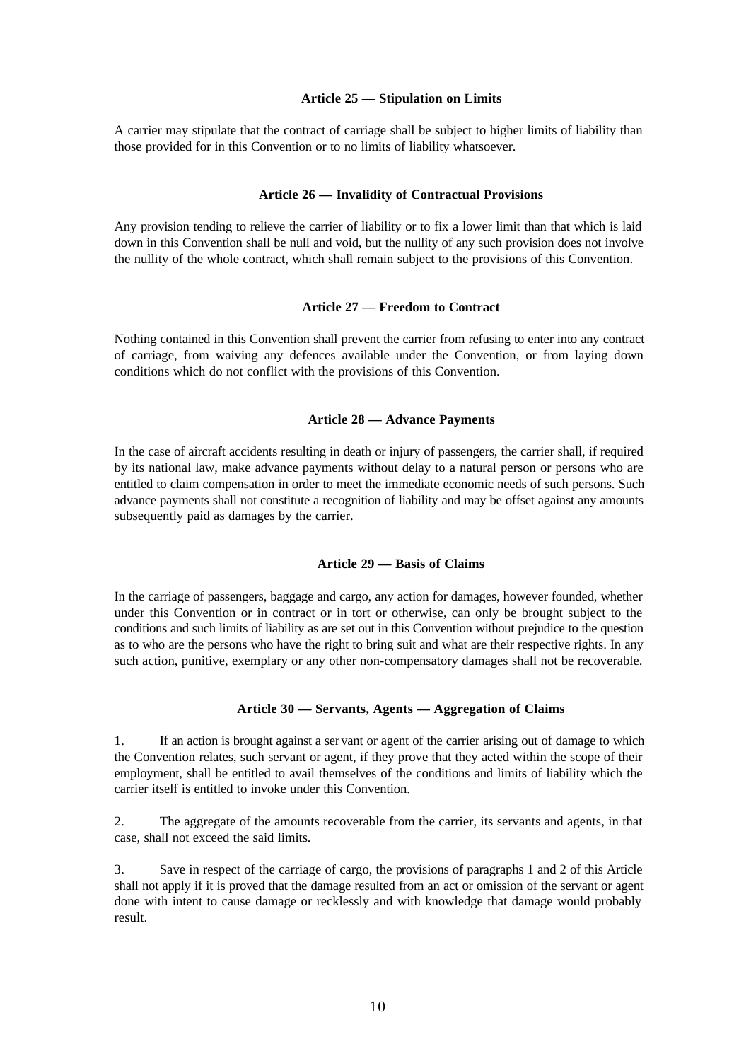#### Article 25 — Stipulation on Limits

A carrier may stipulate that the contract of carriage shall be subject to higher limits of liability than those provided for in this Convention or to no limits of liability whatsoever.

#### Article 26 — Invalidity of Contractual Provisions

Any provision tending to relieve the carrier of liability or to fix a lower limit than that which is laid down in this Convention shall be null and void, but the nullity of any such provision does not involve the nullity of the whole contract, which shall remain subject to the provisions of this Convention.

#### Article 27 — Freedom to Contract

Nothing contained in this Convention shall prevent the carrier from refusing to enter into any contract of carriage, from waiving any defences available under the Convention, or from laying down conditions which do not conflict with the provisions of this Convention.

#### Article 28 — Advance Payments

In the case of aircraft accidents resulting in death or injury of passengers, the carrier shall, if required by its national law, make advance payments without delay to a natural person or persons who are entitled to claim compensation in order to meet the immediate economic needs of such persons. Such advance payments shall not constitute a recognition of liability and may be offset against any amounts subsequently paid as damages by the carrier.

#### Article 29 — Basis of Claims

In the carriage of passengers, baggage and cargo, any action for damages, however founded, whether under this Convention or in contract or in tort or otherwise, can only be brought subject to the conditions and such limits of liability as are set out in this Convention without prejudice to the question as to who are the persons who have the right to bring suit and what are their respective rights. In any such action, punitive, exemplary or any other non-compensatory damages shall not be recoverable.

#### Article 30 — Servants, Agents — Aggregation of Claims

1. If an action is brought against a servant or agent of the carrier arising out of damage to which the Convention relates, such servant or agent, if they prove that they acted within the scope of their employment, shall be entitled to avail themselves of the conditions and limits of liability which the carrier itself is entitled to invoke under this Convention.

2. The aggregate of the amounts recoverable from the carrier, its servants and agents, in that case, shall not exceed the said limits.

3. Save in respect of the carriage of cargo, the provisions of paragraphs 1 and 2 of this Article shall not apply if it is proved that the damage resulted from an act or omission of the servant or agent done with intent to cause damage or recklessly and with knowledge that damage would probably result.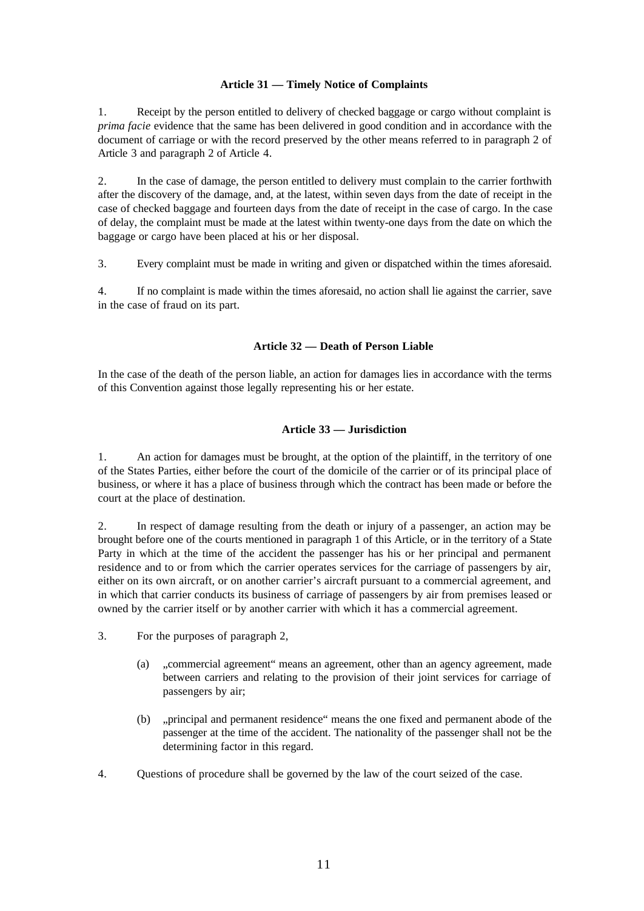### Article 31 — Timely Notice of Complaints

1. Receipt by the person entitled to delivery of checked baggage or cargo without complaint is *prima facie* evidence that the same has been delivered in good condition and in accordance with the document of carriage or with the record preserved by the other means referred to in paragraph 2 of Article 3 and paragraph 2 of Article 4.

2. In the case of damage, the person entitled to delivery must complain to the carrier forthwith after the discovery of the damage, and, at the latest, within seven days from the date of receipt in the case of checked baggage and fourteen days from the date of receipt in the case of cargo. In the case of delay, the complaint must be made at the latest within twenty-one days from the date on which the baggage or cargo have been placed at his or her disposal.

3. Every complaint must be made in writing and given or dispatched within the times aforesaid.

4. If no complaint is made within the times aforesaid, no action shall lie against the carrier, save in the case of fraud on its part.

### Article 32 — Death of Person Liable

In the case of the death of the person liable, an action for damages lies in accordance with the terms of this Convention against those legally representing his or her estate.

### Article 33 — Jurisdiction

1. An action for damages must be brought, at the option of the plaintiff, in the territory of one of the States Parties, either before the court of the domicile of the carrier or of its principal place of business, or where it has a place of business through which the contract has been made or before the court at the place of destination.

2. In respect of damage resulting from the death or injury of a passenger, an action may be brought before one of the courts mentioned in paragraph 1 of this Article, or in the territory of a State Party in which at the time of the accident the passenger has his or her principal and permanent residence and to or from which the carrier operates services for the carriage of passengers by air, either on its own aircraft, or on another carrier's aircraft pursuant to a commercial agreement, and in which that carrier conducts its business of carriage of passengers by air from premises leased or owned by the carrier itself or by another carrier with which it has a commercial agreement.

3. For the purposes of paragraph 2,

   (a) „commercial agreement" means an agreement, other than an agency agreement, made between carriers and relating to the provision of their joint services for carriage of passengers by air;

   (b) „principal and permanent residence" means the one fixed and permanent abode of the passenger at the time of the accident. The nationality of the passenger shall not be the determining factor in this regard.

4. Questions of procedure shall be governed by the law of the court seized of the case.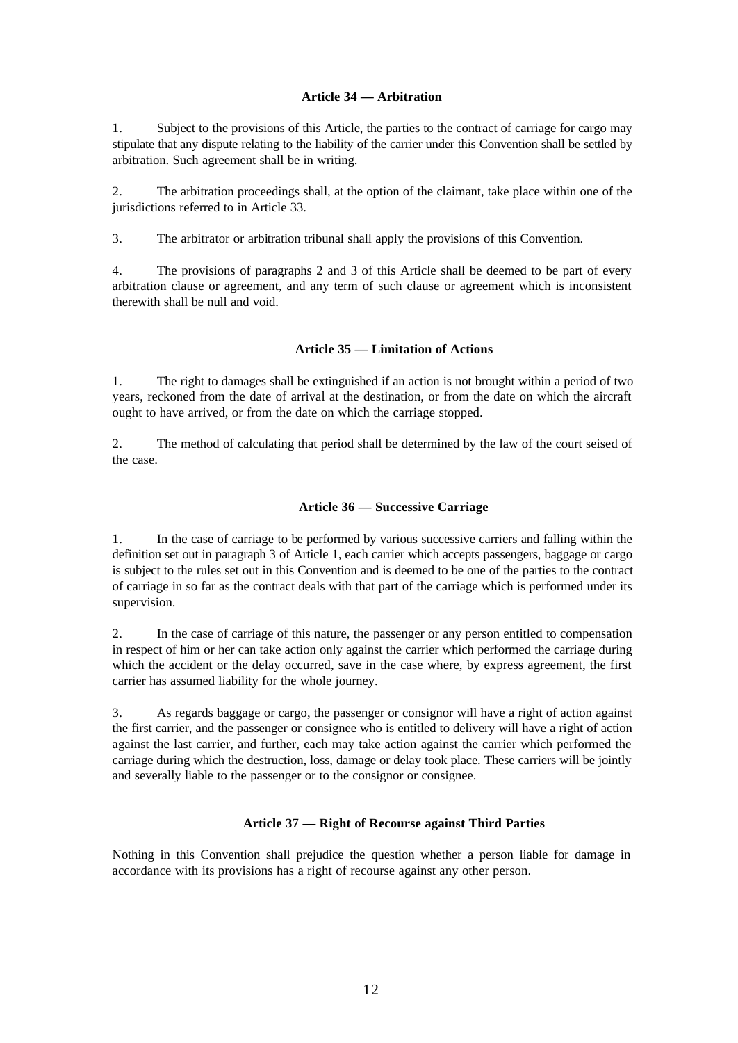### Article 34 — Arbitration

1. Subject to the provisions of this Article, the parties to the contract of carriage for cargo may stipulate that any dispute relating to the liability of the carrier under this Convention shall be settled by arbitration. Such agreement shall be in writing.

2. The arbitration proceedings shall, at the option of the claimant, take place within one of the jurisdictions referred to in Article 33.

3. The arbitrator or arbitration tribunal shall apply the provisions of this Convention.

4. The provisions of paragraphs 2 and 3 of this Article shall be deemed to be part of every arbitration clause or agreement, and any term of such clause or agreement which is inconsistent therewith shall be null and void.

### Article 35 — Limitation of Actions

1. The right to damages shall be extinguished if an action is not brought within a period of two years, reckoned from the date of arrival at the destination, or from the date on which the aircraft ought to have arrived, or from the date on which the carriage stopped.

2. The method of calculating that period shall be determined by the law of the court seised of the case.

### Article 36 — Successive Carriage

1. In the case of carriage to be performed by various successive carriers and falling within the definition set out in paragraph 3 of Article 1, each carrier which accepts passengers, baggage or cargo is subject to the rules set out in this Convention and is deemed to be one of the parties to the contract of carriage in so far as the contract deals with that part of the carriage which is performed under its supervision.

2. In the case of carriage of this nature, the passenger or any person entitled to compensation in respect of him or her can take action only against the carrier which performed the carriage during which the accident or the delay occurred, save in the case where, by express agreement, the first carrier has assumed liability for the whole journey.

3. As regards baggage or cargo, the passenger or consignor will have a right of action against the first carrier, and the passenger or consignee who is entitled to delivery will have a right of action against the last carrier, and further, each may take action against the carrier which performed the carriage during which the destruction, loss, damage or delay took place. These carriers will be jointly and severally liable to the passenger or to the consignor or consignee.

### Article 37 — Right of Recourse against Third Parties

Nothing in this Convention shall prejudice the question whether a person liable for damage in accordance with its provisions has a right of recourse against any other person.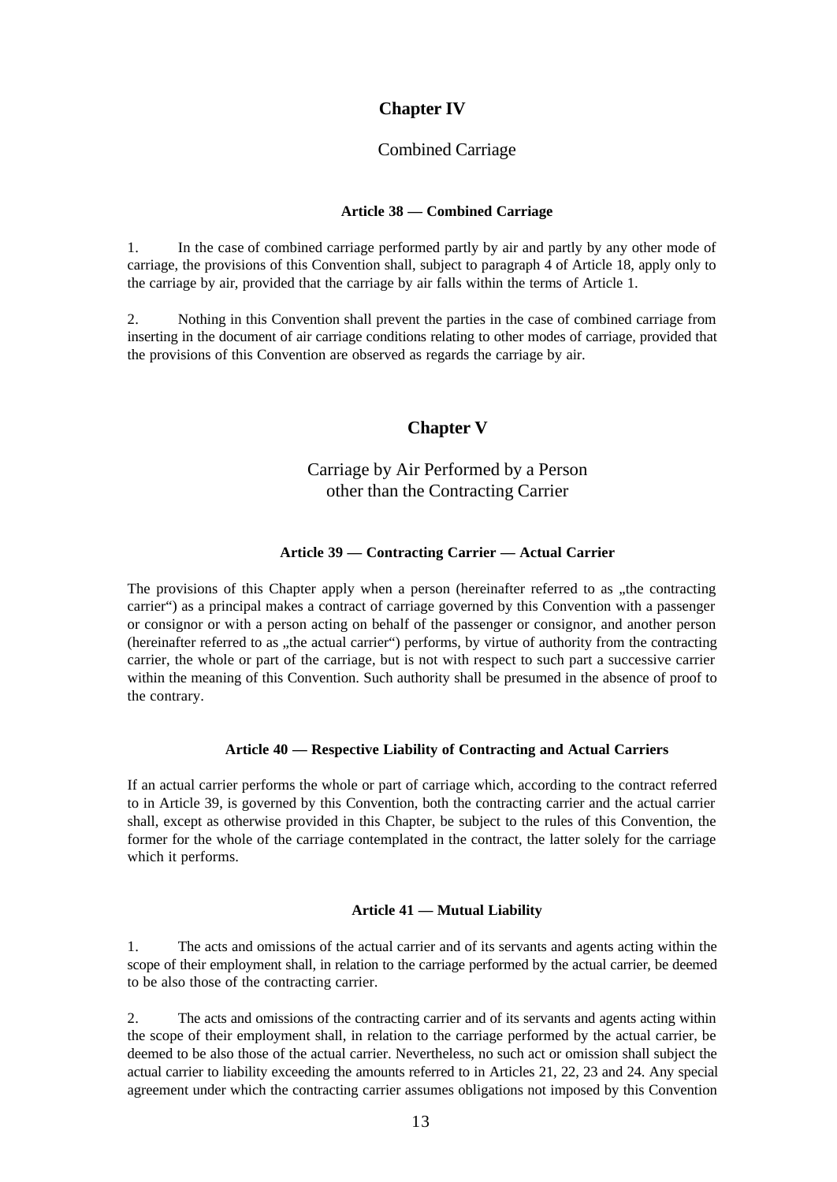## Chapter IV

Combined Carriage

### Article 38 — Combined Carriage

1. In the case of combined carriage performed partly by air and partly by any other mode of carriage, the provisions of this Convention shall, subject to paragraph 4 of Article 18, apply only to the carriage by air, provided that the carriage by air falls within the terms of Article 1.

2. Nothing in this Convention shall prevent the parties in the case of combined carriage from inserting in the document of air carriage conditions relating to other modes of carriage, provided that the provisions of this Convention are observed as regards the carriage by air.

## Chapter V

Carriage by Air Performed by a Person other than the Contracting Carrier

### Article 39 — Contracting Carrier — Actual Carrier

The provisions of this Chapter apply when a person (hereinafter referred to as „the contracting carrier“) as a principal makes a contract of carriage governed by this Convention with a passenger or consignor or with a person acting on behalf of the passenger or consignor, and another person (hereinafter referred to as „the actual carrier“) performs, by virtue of authority from the contracting carrier, the whole or part of the carriage, but is not with respect to such part a successive carrier within the meaning of this Convention. Such authority shall be presumed in the absence of proof to the contrary.

### Article 40 — Respective Liability of Contracting and Actual Carriers

If an actual carrier performs the whole or part of carriage which, according to the contract referred to in Article 39, is governed by this Convention, both the contracting carrier and the actual carrier shall, except as otherwise provided in this Chapter, be subject to the rules of this Convention, the former for the whole of the carriage contemplated in the contract, the latter solely for the carriage which it performs.

### Article 41 — Mutual Liability

1. The acts and omissions of the actual carrier and of its servants and agents acting within the scope of their employment shall, in relation to the carriage performed by the actual carrier, be deemed to be also those of the contracting carrier.

2. The acts and omissions of the contracting carrier and of its servants and agents acting within the scope of their employment shall, in relation to the carriage performed by the actual carrier, be deemed to be also those of the actual carrier. Nevertheless, no such act or omission shall subject the actual carrier to liability exceeding the amounts referred to in Articles 21, 22, 23 and 24. Any special agreement under which the contracting carrier assumes obligations not imposed by this Convention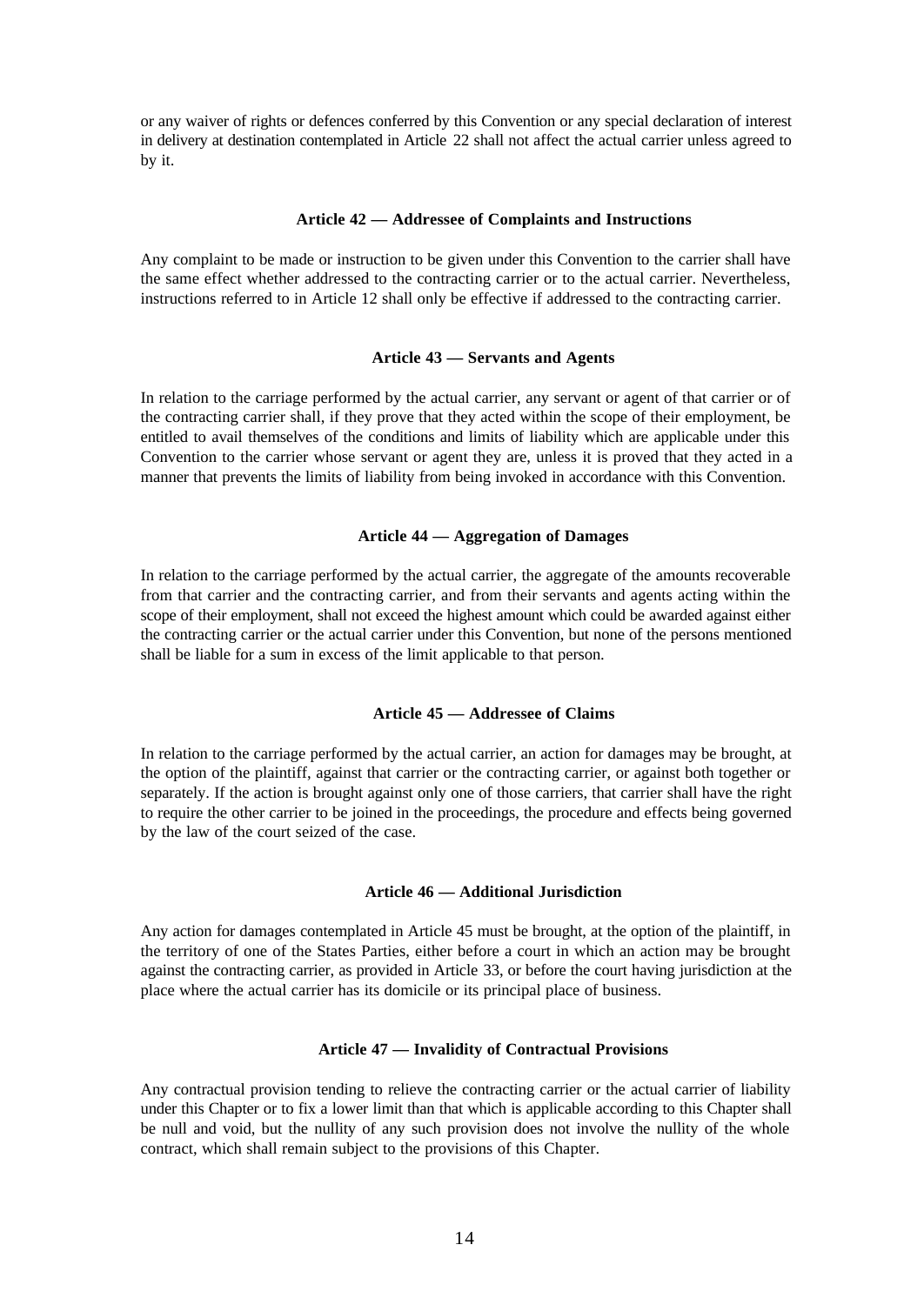or any waiver of rights or defences conferred by this Convention or any special declaration of interest in delivery at destination contemplated in Article 22 shall not affect the actual carrier unless agreed to by it.

### Article 42 — Addressee of Complaints and Instructions

Any complaint to be made or instruction to be given under this Convention to the carrier shall have the same effect whether addressed to the contracting carrier or to the actual carrier. Nevertheless, instructions referred to in Article 12 shall only be effective if addressed to the contracting carrier.

### Article 43 — Servants and Agents

In relation to the carriage performed by the actual carrier, any servant or agent of that carrier or of the contracting carrier shall, if they prove that they acted within the scope of their employment, be entitled to avail themselves of the conditions and limits of liability which are applicable under this Convention to the carrier whose servant or agent they are, unless it is proved that they acted in a manner that prevents the limits of liability from being invoked in accordance with this Convention.

### Article 44 — Aggregation of Damages

In relation to the carriage performed by the actual carrier, the aggregate of the amounts recoverable from that carrier and the contracting carrier, and from their servants and agents acting within the scope of their employment, shall not exceed the highest amount which could be awarded against either the contracting carrier or the actual carrier under this Convention, but none of the persons mentioned shall be liable for a sum in excess of the limit applicable to that person.

### Article 45 — Addressee of Claims

In relation to the carriage performed by the actual carrier, an action for damages may be brought, at the option of the plaintiff, against that carrier or the contracting carrier, or against both together or separately. If the action is brought against only one of those carriers, that carrier shall have the right to require the other carrier to be joined in the proceedings, the procedure and effects being governed by the law of the court seized of the case.

### Article 46 — Additional Jurisdiction

Any action for damages contemplated in Article 45 must be brought, at the option of the plaintiff, in the territory of one of the States Parties, either before a court in which an action may be brought against the contracting carrier, as provided in Article 33, or before the court having jurisdiction at the place where the actual carrier has its domicile or its principal place of business.

### Article 47 — Invalidity of Contractual Provisions

Any contractual provision tending to relieve the contracting carrier or the actual carrier of liability under this Chapter or to fix a lower limit than that which is applicable according to this Chapter shall be null and void, but the nullity of any such provision does not involve the nullity of the whole contract, which shall remain subject to the provisions of this Chapter.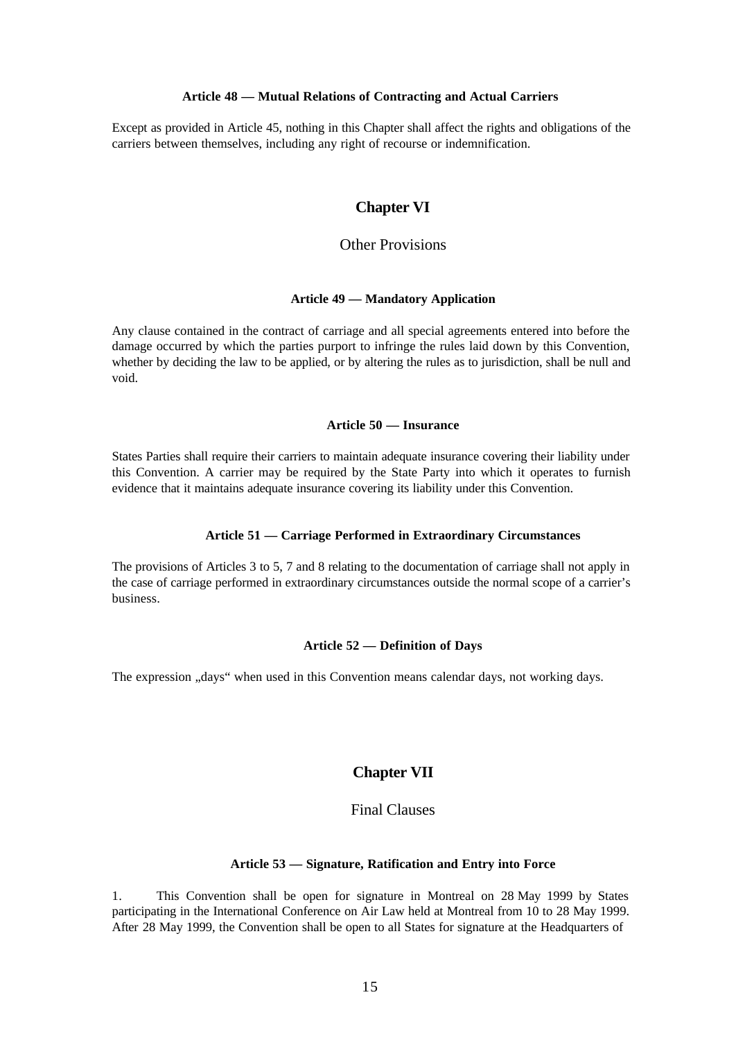#### Article 48 — Mutual Relations of Contracting and Actual Carriers

Except as provided in Article 45, nothing in this Chapter shall affect the rights and obligations of the carriers between themselves, including any right of recourse or indemnification.

## Chapter VI

### Other Provisions

#### Article 49 — Mandatory Application

Any clause contained in the contract of carriage and all special agreements entered into before the damage occurred by which the parties purport to infringe the rules laid down by this Convention, whether by deciding the law to be applied, or by altering the rules as to jurisdiction, shall be null and void.

#### Article 50 — Insurance

States Parties shall require their carriers to maintain adequate insurance covering their liability under this Convention. A carrier may be required by the State Party into which it operates to furnish evidence that it maintains adequate insurance covering its liability under this Convention.

#### Article 51 — Carriage Performed in Extraordinary Circumstances

The provisions of Articles 3 to 5, 7 and 8 relating to the documentation of carriage shall not apply in the case of carriage performed in extraordinary circumstances outside the normal scope of a carrier's business.

#### Article 52 — Definition of Days

The expression „days" when used in this Convention means calendar days, not working days.

## Chapter VII

### Final Clauses

#### Article 53 — Signature, Ratification and Entry into Force

1. This Convention shall be open for signature in Montreal on 28 May 1999 by States participating in the International Conference on Air Law held at Montreal from 10 to 28 May 1999. After 28 May 1999, the Convention shall be open to all States for signature at the Headquarters of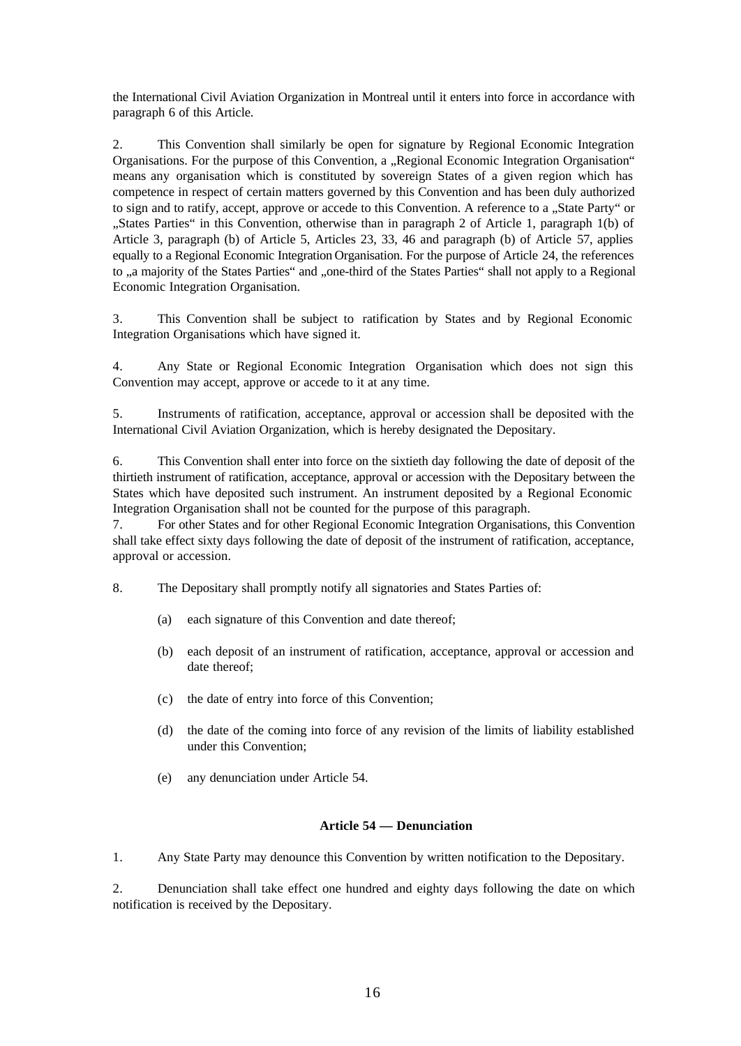the International Civil Aviation Organization in Montreal until it enters into force in accordance with paragraph 6 of this Article.

2. This Convention shall similarly be open for signature by Regional Economic Integration Organisations. For the purpose of this Convention, a „Regional Economic Integration Organisation“ means any organisation which is constituted by sovereign States of a given region which has competence in respect of certain matters governed by this Convention and has been duly authorized to sign and to ratify, accept, approve or accede to this Convention. A reference to a „State Party“ or „States Parties“ in this Convention, otherwise than in paragraph 2 of Article 1, paragraph 1(b) of Article 3, paragraph (b) of Article 5, Articles 23, 33, 46 and paragraph (b) of Article 57, applies equally to a Regional Economic Integration Organisation. For the purpose of Article 24, the references to „a majority of the States Parties“ and „one-third of the States Parties“ shall not apply to a Regional Economic Integration Organisation.

3. This Convention shall be subject to ratification by States and by Regional Economic Integration Organisations which have signed it.

4. Any State or Regional Economic Integration Organisation which does not sign this Convention may accept, approve or accede to it at any time.

5. Instruments of ratification, acceptance, approval or accession shall be deposited with the International Civil Aviation Organization, which is hereby designated the Depositary.

6. This Convention shall enter into force on the sixtieth day following the date of deposit of the thirtieth instrument of ratification, acceptance, approval or accession with the Depositary between the States which have deposited such instrument. An instrument deposited by a Regional Economic Integration Organisation shall not be counted for the purpose of this paragraph.

7. For other States and for other Regional Economic Integration Organisations, this Convention shall take effect sixty days following the date of deposit of the instrument of ratification, acceptance, approval or accession.

8. The Depositary shall promptly notify all signatories and States Parties of:

(a) each signature of this Convention and date thereof;

(b) each deposit of an instrument of ratification, acceptance, approval or accession and date thereof;

(c) the date of entry into force of this Convention;

(d) the date of the coming into force of any revision of the limits of liability established under this Convention;

(e) any denunciation under Article 54.

### Article 54 — Denunciation

1. Any State Party may denounce this Convention by written notification to the Depositary.

2. Denunciation shall take effect one hundred and eighty days following the date on which notification is received by the Depositary.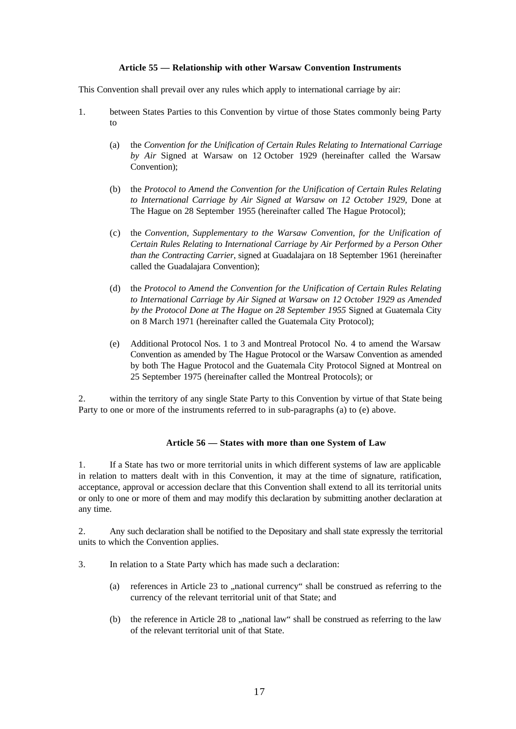#### Article 55 — Relationship with other Warsaw Convention Instruments

This Convention shall prevail over any rules which apply to international carriage by air:

1. between States Parties to this Convention by virtue of those States commonly being Party to

   (a) the *Convention for the Unification of Certain Rules Relating to International Carriage by Air* Signed at Warsaw on 12 October 1929 (hereinafter called the Warsaw Convention);

   (b) the *Protocol to Amend the Convention for the Unification of Certain Rules Relating to International Carriage by Air Signed at Warsaw on 12 October 1929*, Done at The Hague on 28 September 1955 (hereinafter called The Hague Protocol);

   (c) the *Convention, Supplementary to the Warsaw Convention, for the Unification of Certain Rules Relating to International Carriage by Air Performed by a Person Other than the Contracting Carrier*, signed at Guadalajara on 18 September 1961 (hereinafter called the Guadalajara Convention);

   (d) the *Protocol to Amend the Convention for the Unification of Certain Rules Relating to International Carriage by Air Signed at Warsaw on 12 October 1929 as Amended by the Protocol Done at The Hague on 28 September 1955* Signed at Guatemala City on 8 March 1971 (hereinafter called the Guatemala City Protocol);

   (e) Additional Protocol Nos. 1 to 3 and Montreal Protocol No. 4 to amend the Warsaw Convention as amended by The Hague Protocol or the Warsaw Convention as amended by both The Hague Protocol and the Guatemala City Protocol Signed at Montreal on 25 September 1975 (hereinafter called the Montreal Protocols); or

2. within the territory of any single State Party to this Convention by virtue of that State being Party to one or more of the instruments referred to in sub-paragraphs (a) to (e) above.

#### Article 56 — States with more than one System of Law

1. If a State has two or more territorial units in which different systems of law are applicable in relation to matters dealt with in this Convention, it may at the time of signature, ratification, acceptance, approval or accession declare that this Convention shall extend to all its territorial units or only to one or more of them and may modify this declaration by submitting another declaration at any time.

2. Any such declaration shall be notified to the Depositary and shall state expressly the territorial units to which the Convention applies.

3. In relation to a State Party which has made such a declaration:

   (a) references in Article 23 to „national currency“ shall be construed as referring to the currency of the relevant territorial unit of that State; and

   (b) the reference in Article 28 to „national law“ shall be construed as referring to the law of the relevant territorial unit of that State.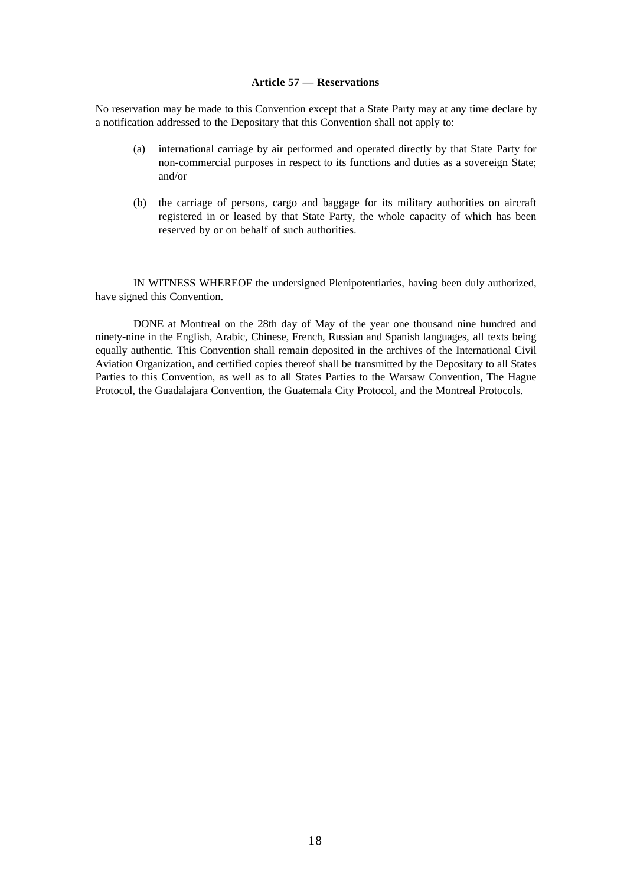### Article 57 — Reservations

No reservation may be made to this Convention except that a State Party may at any time declare by a notification addressed to the Depositary that this Convention shall not apply to:

(a) international carriage by air performed and operated directly by that State Party for non-commercial purposes in respect to its functions and duties as a sovereign State; and/or

(b) the carriage of persons, cargo and baggage for its military authorities on aircraft registered in or leased by that State Party, the whole capacity of which has been reserved by or on behalf of such authorities.

IN WITNESS WHEREOF the undersigned Plenipotentiaries, having been duly authorized, have signed this Convention.

DONE at Montreal on the 28th day of May of the year one thousand nine hundred and ninety-nine in the English, Arabic, Chinese, French, Russian and Spanish languages, all texts being equally authentic. This Convention shall remain deposited in the archives of the International Civil Aviation Organization, and certified copies thereof shall be transmitted by the Depositary to all States Parties to this Convention, as well as to all States Parties to the Warsaw Convention, The Hague Protocol, the Guadalajara Convention, the Guatemala City Protocol, and the Montreal Protocols.